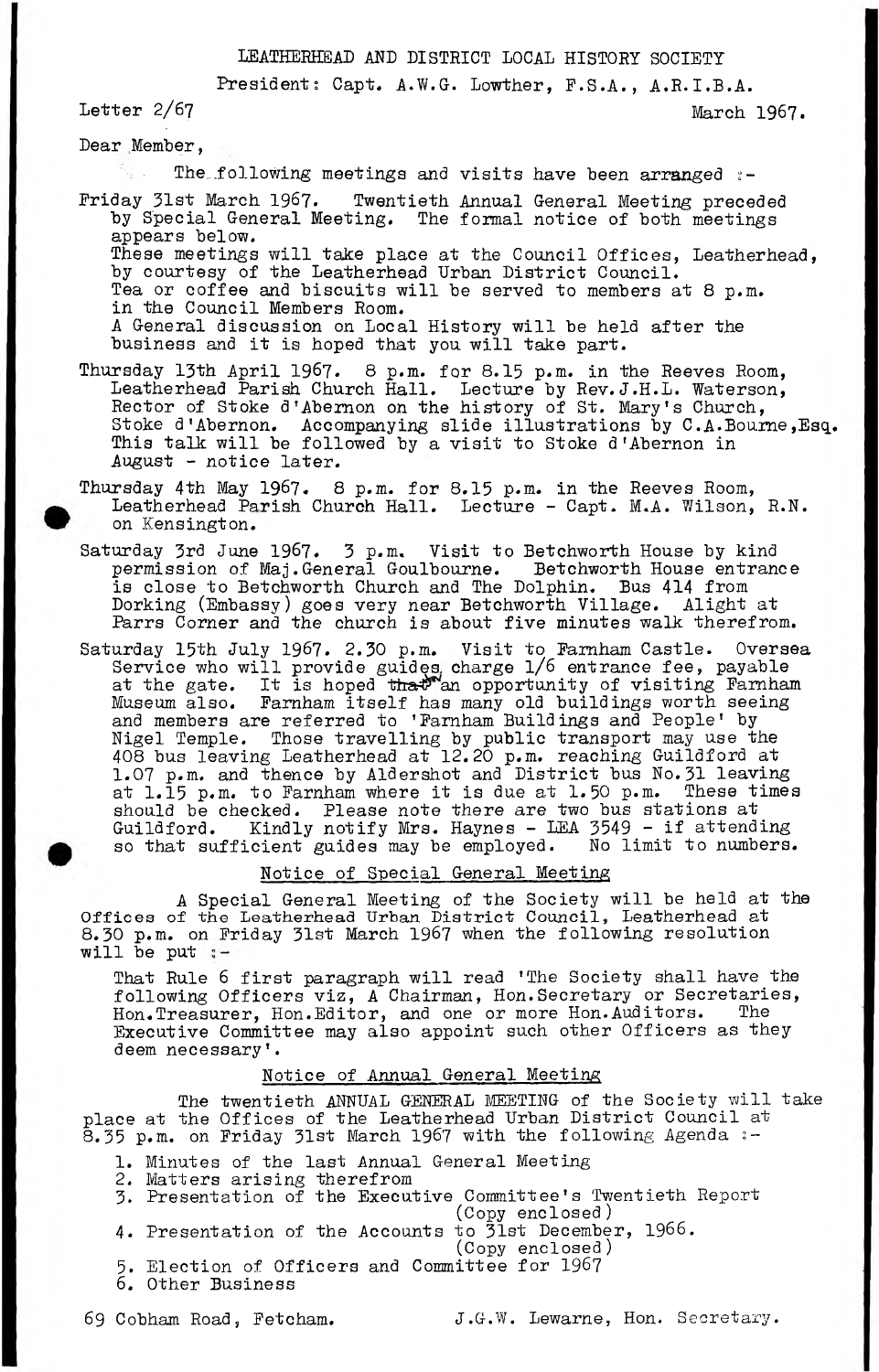LEATHERHEAD AND DISTRICT LOCAL HISTORY SOCIETY

President: Capt. A.W.G. Lowther, F.S.A., A.R.I.B.A.

Letter 2/67 March 1967.

Dear Member,

The following meetings and visits have been arranged :-

Friday 31st March 1967. Twentieth Annual General Meeting preceded by Special General Meeting. The formal notice of both meetings appears below.
These meetings will take place at the Council Offices, Leatherhead, by courtesy of the Leatherhead Urban District Council.
Tea or coffee and biscuits will be served to members at 8 p.m. in the Council Members Room.
A General discussion on Local History will be held after the business and it is hoped that you will take part.

Thursday 13th April 1967. 8 p.m. for 8.15 p.m. in the Reeves Room, Leatherhead Parish Church Hall. Lecture by Rev.J.H.L. Waterson, Rector of Stoke d'Abernon on the history of St. Mary's Church, Stoke d'Abernon. Accompanying slide illustrations by C.A.Bourne,Esq. This talk will be followed by a visit to Stoke d'Abernon in August - notice later.

Thursday 4th May 1967. 8 p.m. for 8.15 p.m. in the Reeves Room, Leatherhead Parish Church Hall. Lecture - Capt. M.A. Wilson, R.N. on Kensington.

Saturday 3rd June 1967. 3 p.m. Visit to Betchworth House by kind permission of Maj.General Goulbourne. Betchworth House entrance is close to Betchworth Church and The Dolphin. Bus 414 from Dorking (Embassy) goes very near Betchworth Village. Alight at Parrs Corner and the church is about five minutes walk therefrom.

Saturday 15th July 1967. 2.30 p.m. Visit to Farnham Castle. Oversea Service who will provide guides, charge 1/6 entrance fee, payable at the gate. It is hoped that an opportunity of visiting Farnham Museum also. Farnham itself has many old buildings worth seeing and members are referred to 'Farnham Buildings and People' by Nigel Temple. Those travelling by public transport may use the 408 bus leaving Leatherhead at 12.20 p.m. reaching Guildford at 1.07 p.m. and thence by Aldershot and District bus No.31 leaving at 1.15 p.m. to Farnham where it is due at 1.50 p.m. These times should be checked. Please note there are two bus stations at Guildford. Kindly notify Mrs. Haynes - LEA 3549 - if attending so that sufficient guides may be employed. No limit to numbers.

## Notice of Special General Meeting

A Special General Meeting of the Society will be held at the Offices of the Leatherhead Urban District Council, Leatherhead at 8.30 p.m. on Friday 31st March 1967 when the following resolution will be put :-

That Rule 6 first paragraph will read 'The Society shall have the following Officers viz, A Chairman, Hon.Secretary or Secretaries, Hon.Treasurer, Hon.Editor, and one or more Hon.Auditors. The Executive Committee may also appoint such other Officers as they deem necessary'.

## Notice of Annual General Meeting

The twentieth ANNUAL GENERAL MEETING of the Society will take place at the Offices of the Leatherhead Urban District Council at 8.35 p.m. on Friday 31st March 1967 with the following Agenda :-

1. Minutes of the last Annual General Meeting
2. Matters arising therefrom
3. Presentation of the Executive Committee's Twentieth Report (Copy enclosed)
4. Presentation of the Accounts to 31st December, 1966. (Copy enclosed)
5. Election of Officers and Committee for 1967
6. Other Business

69 Cobham Road, Fetcham. J.G.W. Lewarne, Hon. Secretary.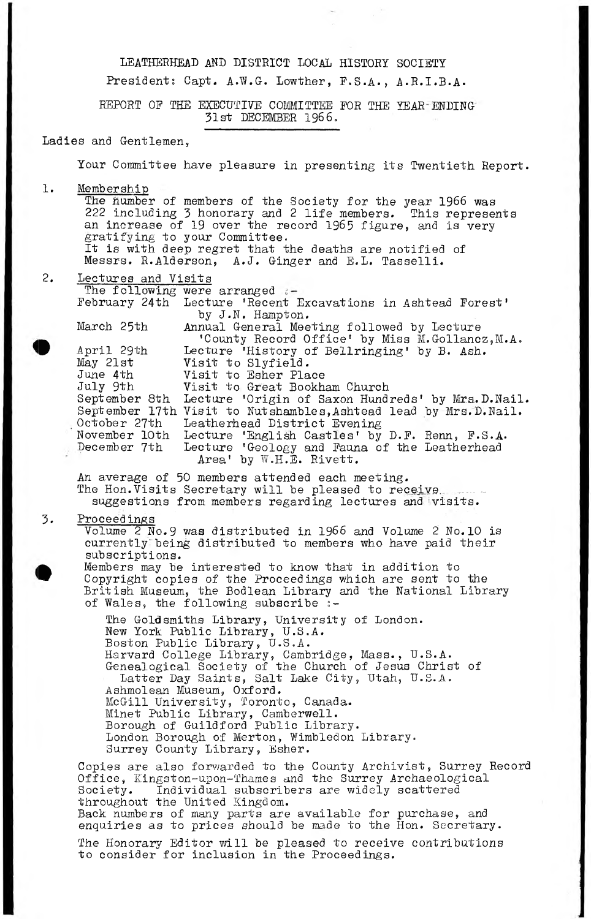LEATHERHEAD AND DISTRICT LOCAL HISTORY SOCIETY

President: Capt. A.W.G. Lowther, F.S.A., A.R.I.B.A.

REPORT OF THE EXECUTIVE COMMITTEE FOR THE YEAR ENDING 31st DECEMBER 1966.

Ladies and Gentlemen,

Your Committee have pleasure in presenting its Twentieth Report.

1. Membership

The number of members of the Society for the year 1966 was 222 including 3 honorary and 2 life members. This represents an increase of 19 over the record 1965 figure, and is very gratifying to your Committee.

It is with deep regret that the deaths are notified of Messrs. R.Alderson, A.J. Ginger and E.L. Tasselli.

2. Lectures and Visits

The following were arranged :-

| | |
|---|---|
| February 24th | Lecture 'Recent Excavations in Ashtead Forest' by J.N. Hampton. |
| March 25th | Annual General Meeting followed by Lecture 'County Record Office' by Miss M.Gollancz,M.A. |
| April 29th | Lecture 'History of Bellringing' by B. Ash. |
| May 21st | Visit to Slyfield. |
| June 4th | Visit to Esher Place |
| July 9th | Visit to Great Bookham Church |
| September 8th | Lecture 'Origin of Saxon Hundreds' by Mrs.D.Nail. |
| September 17th | Visit to Nutshambles,Ashtead lead by Mrs.D.Nail. |
| October 27th | Leatherhead District Evening |
| November 10th | Lecture 'English Castles' by D.F. Renn, F.S.A. |
| December 7th | Lecture 'Geology and Fauna of the Leatherhead Area' by W.H.E. Rivett. |

An average of 50 members attended each meeting.

The Hon.Visits Secretary will be pleased to receive suggestions from members regarding lectures and visits.

3. Proceedings

Volume 2 No.9 was distributed in 1966 and Volume 2 No.10 is currently being distributed to members who have paid their subscriptions.

Members may be interested to know that in addition to Copyright copies of the Proceedings which are sent to the British Museum, the Bodlean Library and the National Library of Wales, the following subscribe :-

The Goldsmiths Library, University of London.
New York Public Library, U.S.A.
Boston Public Library, U.S.A.
Harvard College Library, Cambridge, Mass., U.S.A.
Genealogical Society of the Church of Jesus Christ of Latter Day Saints, Salt Lake City, Utah, U.S.A.
Ashmolean Museum, Oxford.
McGill University, Toronto, Canada.
Minet Public Library, Camberwell.
Borough of Guildford Public Library.
London Borough of Merton, Wimbledon Library.
Surrey County Library, Esher.

Copies are also forwarded to the County Archivist, Surrey Record Office, Kingston-upon-Thames and the Surrey Archaeological Society. Individual subscribers are widely scattered throughout the United Kingdom.

Back numbers of many parts are available for purchase, and enquiries as to prices should be made to the Hon. Secretary.

The Honorary Editor will be pleased to receive contributions to consider for inclusion in the Proceedings.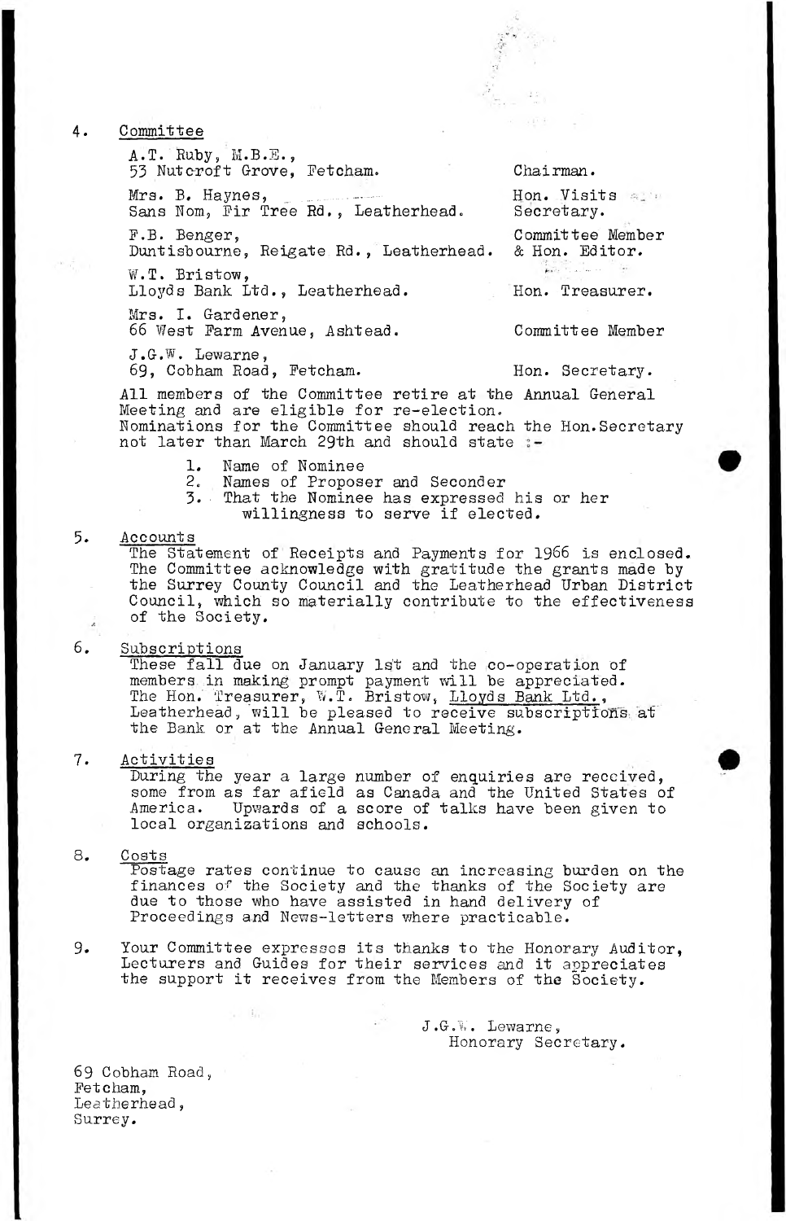4. <u>Committee</u>

| | |
|---|---|
| A.T. Ruby, M.B.E., 53 Nutcroft Grove, Fetcham. | Chairman. |
| Mrs. B. Haynes, Sans Nom, Fir Tree Rd., Leatherhead. | Hon. Visits Secretary. |
| F.B. Benger, Duntisbourne, Reigate Rd., Leatherhead. | Committee Member & Hon. Editor. |
| W.T. Bristow, Lloyds Bank Ltd., Leatherhead. | Hon. Treasurer. |
| Mrs. I. Gardener, 66 West Farm Avenue, Ashtead. | Committee Member |
| J.G.W. Lewarne, 69, Cobham Road, Fetcham. | Hon. Secretary. |

All members of the Committee retire at the Annual General Meeting and are eligible for re-election.
Nominations for the Committee should reach the Hon.Secretary not later than March 29th and should state :-

1. Name of Nominee
2. Names of Proposer and Seconder
3. That the Nominee has expressed his or her willingness to serve if elected.

5. <u>Accounts</u>
The Statement of Receipts and Payments for 1966 is enclosed. The Committee acknowledge with gratitude the grants made by the Surrey County Council and the Leatherhead Urban District Council, which so materially contribute to the effectiveness of the Society.

6. <u>Subscriptions</u>
These fall due on January 1st and the co-operation of members in making prompt payment will be appreciated. The Hon. Treasurer, W.T. Bristow, <u>Lloyds Bank Ltd.</u>, Leatherhead, will be pleased to receive subscriptions at the Bank or at the Annual General Meeting.

7. <u>Activities</u>
During the year a large number of enquiries are received, some from as far afield as Canada and the United States of America. Upwards of a score of talks have been given to local organizations and schools.

8. <u>Costs</u>
Postage rates continue to cause an increasing burden on the finances of the Society and the thanks of the Society are due to those who have assisted in hand delivery of Proceedings and News-letters where practicable.

9. Your Committee expresses its thanks to the Honorary Auditor, Lecturers and Guides for their services and it appreciates the support it receives from the Members of the Society.

J.G.W. Lewarne,
Honorary Secretary.

69 Cobham Road,
Fetcham,
Leatherhead,
Surrey.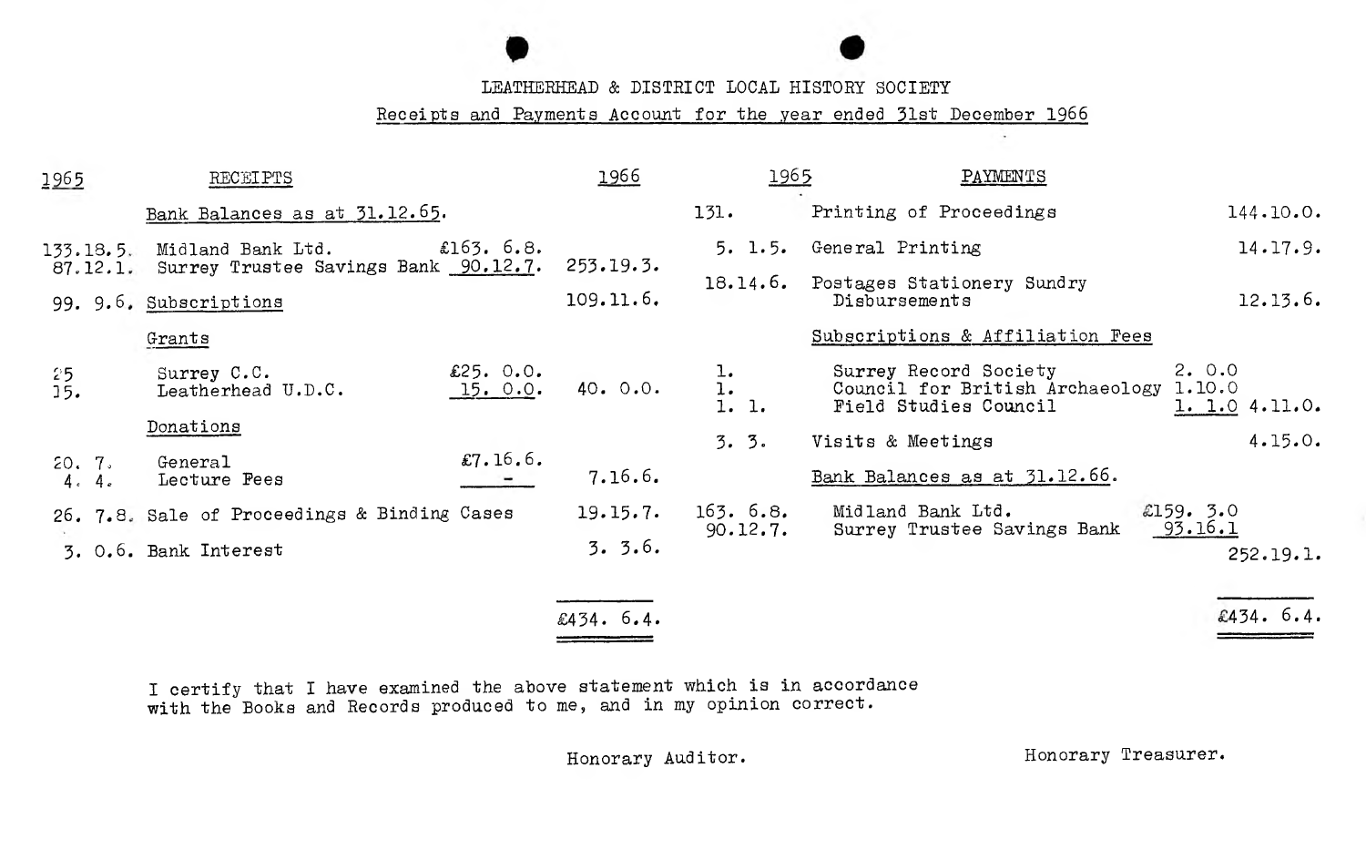LEATHERHEAD & DISTRICT LOCAL HISTORY SOCIETY

Receipts and Payments Account for the year ended 31st December 1966

| 1965 | RECEIPTS | | 1966 | 1965 | PAYMENTS | | |
|---|---|---|---|---|---|---|---|
| | Bank Balances as at 31.12.65. | | | 131. | Printing of Proceedings | | 144.10.0. |
| 133.18.5. | Midland Bank Ltd. | £163. 6.8. | | 5. 1.5. | General Printing | | 14.17.9. |
| 87.12.1. | Surrey Trustee Savings Bank | 90.12.7. | 253.19.3. | 18.14.6. | Postages Stationery Sundry Disbursements | | 12.13.6. |
| 99. 9.6. | Subscriptions | | 109.11.6. | | Subscriptions & Affiliation Fees | | |
| | Grants | | | 1. | Surrey Record Society | 2. 0.0 | |
| 25 | Surrey C.C. | £25. 0.0. | | 1. | Council for British Archaeology | 1.10.0 | |
| 15. | Leatherhead U.D.C. | 15. 0.0. | 40. 0.0. | 1. 1. | Field Studies Council | 1. 1.0 | 4.11.0. |
| | Donations | | | 3. 3. | Visits & Meetings | | 4.15.0. |
| 20. 7. | General | £7.16.6. | | | Bank Balances as at 31.12.66. | | |
| 4. 4. | Lecture Fees | - | 7.16.6. | 163. 6.8. | Midland Bank Ltd. | £159. 3.0 | |
| 26. 7.8. | Sale of Proceedings & Binding Cases | | 19.15.7. | 90.12.7. | Surrey Trustee Savings Bank | 93.16.1 | |
| 3. 0.6. | Bank Interest | | 3. 3.6. | | | | 252.19.1. |
| | | | £434. 6.4. | | | | £434. 6.4. |

I certify that I have examined the above statement which is in accordance with the Books and Records produced to me, and in my opinion correct.

Honorary Auditor.

Honorary Treasurer.